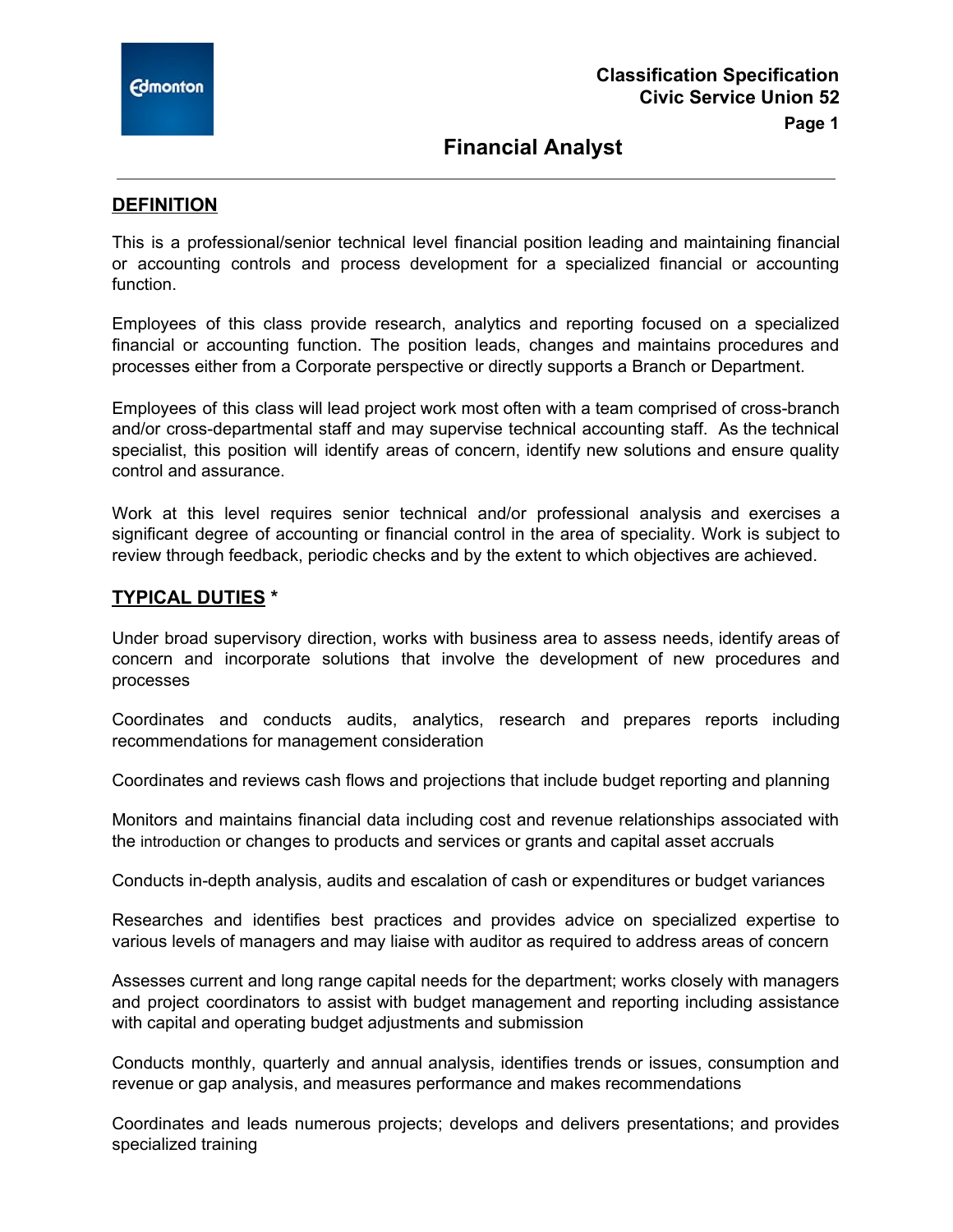**Classification Specification**
**Civic Service Union 52**

# Financial Analyst

## DEFINITION

This is a professional/senior technical level financial position leading and maintaining financial or accounting controls and process development for a specialized financial or accounting function.

Employees of this class provide research, analytics and reporting focused on a specialized financial or accounting function. The position leads, changes and maintains procedures and processes either from a Corporate perspective or directly supports a Branch or Department.

Employees of this class will lead project work most often with a team comprised of cross-branch and/or cross-departmental staff and may supervise technical accounting staff. As the technical specialist, this position will identify areas of concern, identify new solutions and ensure quality control and assurance.

Work at this level requires senior technical and/or professional analysis and exercises a significant degree of accounting or financial control in the area of speciality. Work is subject to review through feedback, periodic checks and by the extent to which objectives are achieved.

## TYPICAL DUTIES *

Under broad supervisory direction, works with business area to assess needs, identify areas of concern and incorporate solutions that involve the development of new procedures and processes

Coordinates and conducts audits, analytics, research and prepares reports including recommendations for management consideration

Coordinates and reviews cash flows and projections that include budget reporting and planning

Monitors and maintains financial data including cost and revenue relationships associated with the introduction or changes to products and services or grants and capital asset accruals

Conducts in-depth analysis, audits and escalation of cash or expenditures or budget variances

Researches and identifies best practices and provides advice on specialized expertise to various levels of managers and may liaise with auditor as required to address areas of concern

Assesses current and long range capital needs for the department; works closely with managers and project coordinators to assist with budget management and reporting including assistance with capital and operating budget adjustments and submission

Conducts monthly, quarterly and annual analysis, identifies trends or issues, consumption and revenue or gap analysis, and measures performance and makes recommendations

Coordinates and leads numerous projects; develops and delivers presentations; and provides specialized training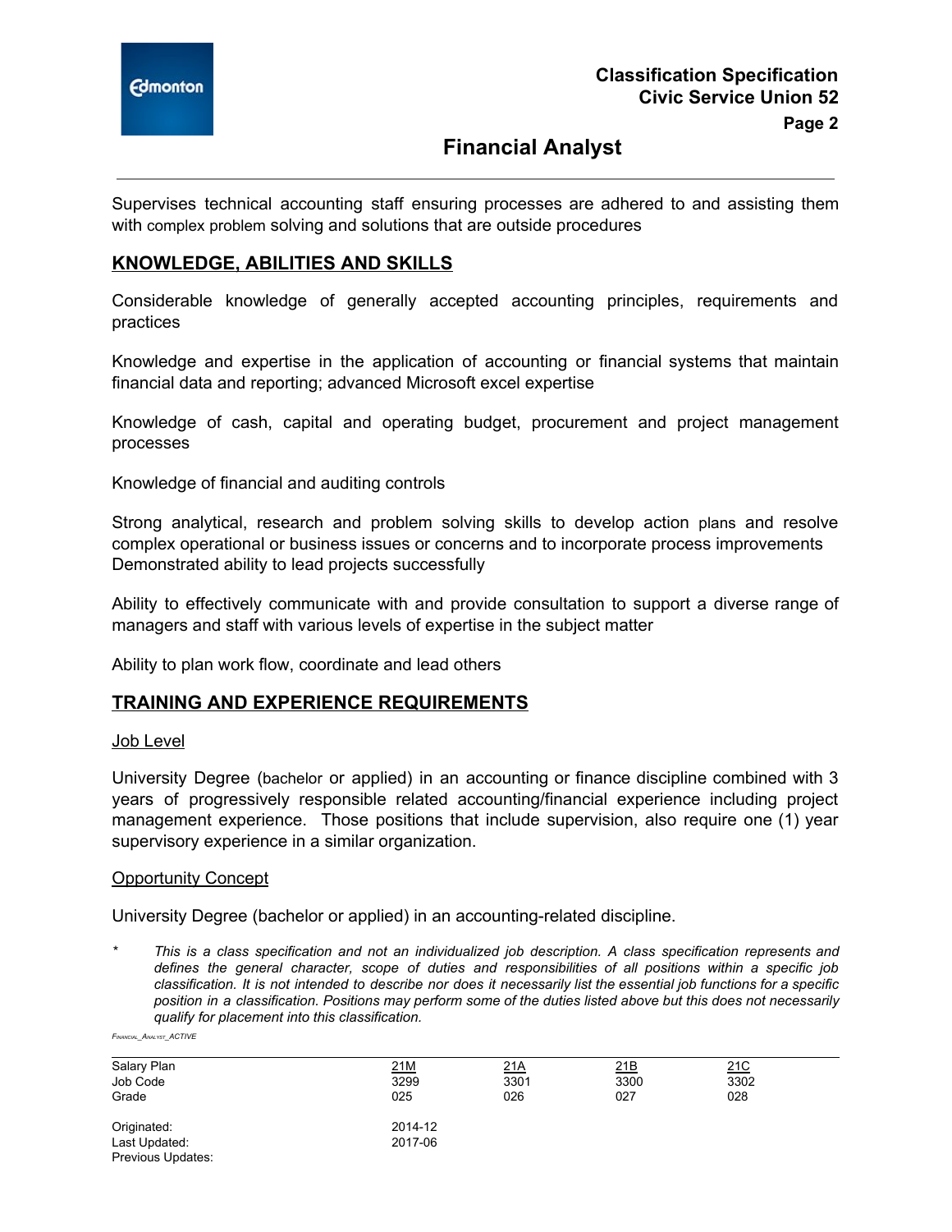Supervises technical accounting staff ensuring processes are adhered to and assisting them with complex problem solving and solutions that are outside procedures

## KNOWLEDGE, ABILITIES AND SKILLS

Considerable knowledge of generally accepted accounting principles, requirements and practices

Knowledge and expertise in the application of accounting or financial systems that maintain financial data and reporting; advanced Microsoft excel expertise

Knowledge of cash, capital and operating budget, procurement and project management processes

Knowledge of financial and auditing controls

Strong analytical, research and problem solving skills to develop action plans and resolve complex operational or business issues or concerns and to incorporate process improvements
Demonstrated ability to lead projects successfully

Ability to effectively communicate with and provide consultation to support a diverse range of managers and staff with various levels of expertise in the subject matter

Ability to plan work flow, coordinate and lead others

## TRAINING AND EXPERIENCE REQUIREMENTS

Job Level

University Degree (bachelor or applied) in an accounting or finance discipline combined with 3 years of progressively responsible related accounting/financial experience including project management experience. Those positions that include supervision, also require one (1) year supervisory experience in a similar organization.

Opportunity Concept

University Degree (bachelor or applied) in an accounting-related discipline.

\* *This is a class specification and not an individualized job description. A class specification represents and defines the general character, scope of duties and responsibilities of all positions within a specific job classification. It is not intended to describe nor does it necessarily list the essential job functions for a specific position in a classification. Positions may perform some of the duties listed above but this does not necessarily qualify for placement into this classification.*

FINANCIAL_ANALYST_ACTIVE

| Salary Plan | 21M | 21A | 21B | 21C |
|---|---|---|---|---|
| Job Code | 3299 | 3301 | 3300 | 3302 |
| Grade | 025 | 026 | 027 | 028 |

| | |
|---|---|
| Originated: | 2014-12 |
| Last Updated: | 2017-06 |
| Previous Updates: | |